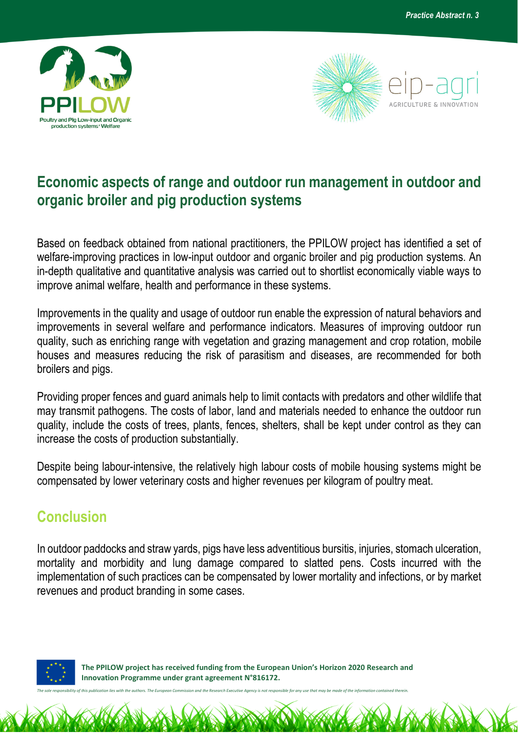Practice Abstract n. 3

# Economic aspects of range and outdoor run management in outdoor and organic broiler and pig production systems

Based on feedback obtained from national practitioners, the PPILOW project has identified a set of welfare-improving practices in low-input outdoor and organic broiler and pig production systems. An in-depth qualitative and quantitative analysis was carried out to shortlist economically viable ways to improve animal welfare, health and performance in these systems.

Improvements in the quality and usage of outdoor run enable the expression of natural behaviors and improvements in several welfare and performance indicators. Measures of improving outdoor run quality, such as enriching range with vegetation and grazing management and crop rotation, mobile houses and measures reducing the risk of parasitism and diseases, are recommended for both broilers and pigs.

Providing proper fences and guard animals help to limit contacts with predators and other wildlife that may transmit pathogens. The costs of labor, land and materials needed to enhance the outdoor run quality, include the costs of trees, plants, fences, shelters, shall be kept under control as they can increase the costs of production substantially.

Despite being labour-intensive, the relatively high labour costs of mobile housing systems might be compensated by lower veterinary costs and higher revenues per kilogram of poultry meat.

## Conclusion

In outdoor paddocks and straw yards, pigs have less adventitious bursitis, injuries, stomach ulceration, mortality and morbidity and lung damage compared to slatted pens. Costs incurred with the implementation of such practices can be compensated by lower mortality and infections, or by market revenues and product branding in some cases.

**The PPILOW project has received funding from the European Union's Horizon 2020 Research and Innovation Programme under grant agreement N°816172.**

*The sole responsibility of this publication lies with the authors. The European Commission and the Research Executive Agency is not responsible for any use that may be made of the information contained therein.*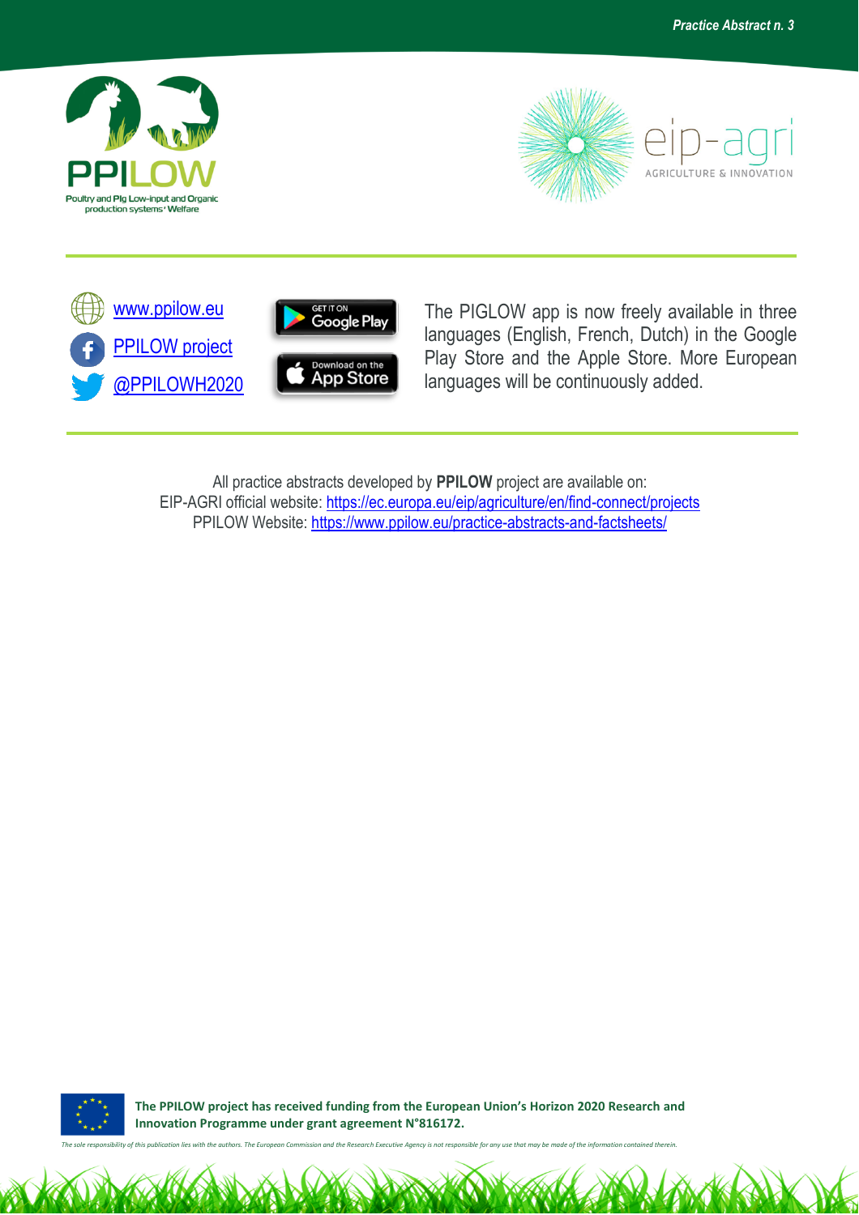[www.ppilow.eu](www.ppilow.eu)

[PPILOW project](PPILOW project)

[@PPILOWH2020](@PPILOWH2020)

The PIGLOW app is now freely available in three languages (English, French, Dutch) in the Google Play Store and the Apple Store. More European languages will be continuously added.

All practice abstracts developed by **PPILOW** project are available on:
EIP-AGRI official website: https://ec.europa.eu/eip/agriculture/en/find-connect/projects
PPILOW Website: https://www.ppilow.eu/practice-abstracts-and-factsheets/

**The PPILOW project has received funding from the European Union's Horizon 2020 Research and Innovation Programme under grant agreement N°816172.**

*The sole responsibility of this publication lies with the authors. The European Commission and the Research Executive Agency is not responsible for any use that may be made of the information contained therein.*